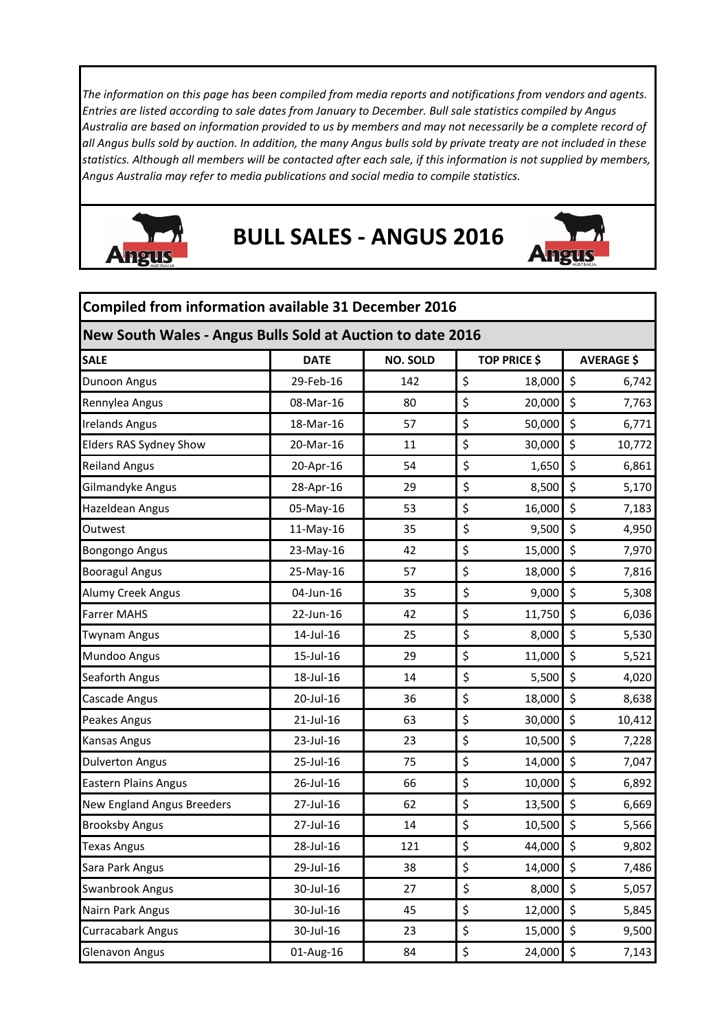*The information on this page has been compiled from media reports and notifications from vendors and agents. Entries are listed according to sale dates from January to December. Bull sale statistics compiled by Angus Australia are based on information provided to us by members and may not necessarily be a complete record of all Angus bulls sold by auction. In addition, the many Angus bulls sold by private treaty are not included in these statistics. Although all members will be contacted after each sale, if this information is not supplied by members, Angus Australia may refer to media publications and social media to compile statistics.*

# BULL SALES - ANGUS 2016

## Compiled from information available 31 December 2016

### New South Wales - Angus Bulls Sold at Auction to date 2016

| SALE | DATE | NO. SOLD | TOP PRICE $ | AVERAGE $ |
|---|---|---|---|---|
| Dunoon Angus | 29-Feb-16 | 142 | $ 18,000 | $ 6,742 |
| Rennylea Angus | 08-Mar-16 | 80 | $ 20,000 | $ 7,763 |
| Irelands Angus | 18-Mar-16 | 57 | $ 50,000 | $ 6,771 |
| Elders RAS Sydney Show | 20-Mar-16 | 11 | $ 30,000 | $ 10,772 |
| Reiland Angus | 20-Apr-16 | 54 | $ 1,650 | $ 6,861 |
| Gilmandyke Angus | 28-Apr-16 | 29 | $ 8,500 | $ 5,170 |
| Hazeldean Angus | 05-May-16 | 53 | $ 16,000 | $ 7,183 |
| Outwest | 11-May-16 | 35 | $ 9,500 | $ 4,950 |
| Bongongo Angus | 23-May-16 | 42 | $ 15,000 | $ 7,970 |
| Booragul Angus | 25-May-16 | 57 | $ 18,000 | $ 7,816 |
| Alumy Creek Angus | 04-Jun-16 | 35 | $ 9,000 | $ 5,308 |
| Farrer MAHS | 22-Jun-16 | 42 | $ 11,750 | $ 6,036 |
| Twynam Angus | 14-Jul-16 | 25 | $ 8,000 | $ 5,530 |
| Mundoo Angus | 15-Jul-16 | 29 | $ 11,000 | $ 5,521 |
| Seaforth Angus | 18-Jul-16 | 14 | $ 5,500 | $ 4,020 |
| Cascade Angus | 20-Jul-16 | 36 | $ 18,000 | $ 8,638 |
| Peakes Angus | 21-Jul-16 | 63 | $ 30,000 | $ 10,412 |
| Kansas Angus | 23-Jul-16 | 23 | $ 10,500 | $ 7,228 |
| Dulverton Angus | 25-Jul-16 | 75 | $ 14,000 | $ 7,047 |
| Eastern Plains Angus | 26-Jul-16 | 66 | $ 10,000 | $ 6,892 |
| New England Angus Breeders | 27-Jul-16 | 62 | $ 13,500 | $ 6,669 |
| Brooksby Angus | 27-Jul-16 | 14 | $ 10,500 | $ 5,566 |
| Texas Angus | 28-Jul-16 | 121 | $ 44,000 | $ 9,802 |
| Sara Park Angus | 29-Jul-16 | 38 | $ 14,000 | $ 7,486 |
| Swanbrook Angus | 30-Jul-16 | 27 | $ 8,000 | $ 5,057 |
| Nairn Park Angus | 30-Jul-16 | 45 | $ 12,000 | $ 5,845 |
| Curracabark Angus | 30-Jul-16 | 23 | $ 15,000 | $ 9,500 |
| Glenavon Angus | 01-Aug-16 | 84 | $ 24,000 | $ 7,143 |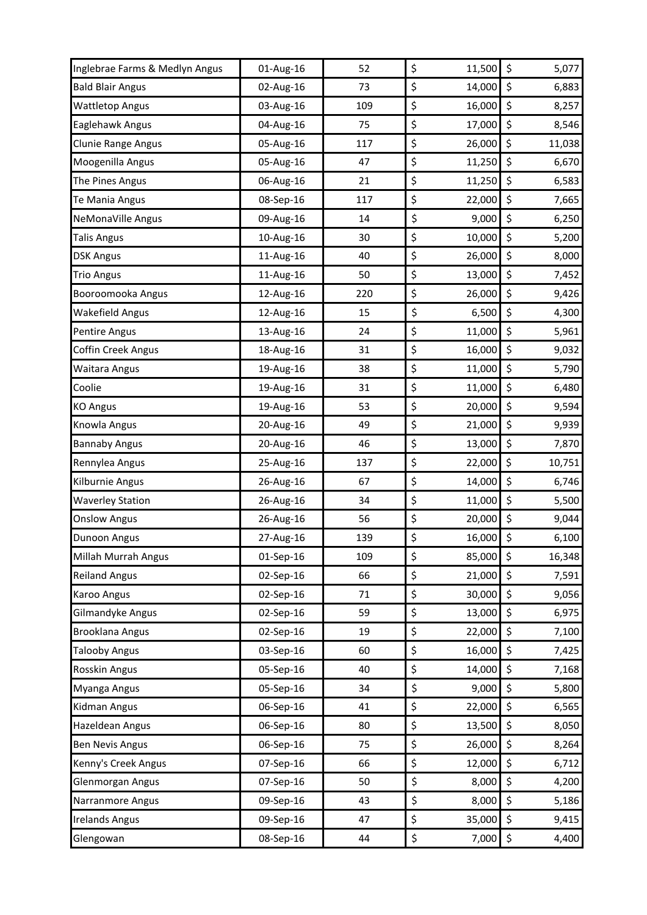| | | | | |
|---|---|---|---|---|
| Inglebrae Farms & Medlyn Angus | 01-Aug-16 | 52 | $ 11,500 | $ 5,077 |
| Bald Blair Angus | 02-Aug-16 | 73 | $ 14,000 | $ 6,883 |
| Wattletop Angus | 03-Aug-16 | 109 | $ 16,000 | $ 8,257 |
| Eaglehawk Angus | 04-Aug-16 | 75 | $ 17,000 | $ 8,546 |
| Clunie Range Angus | 05-Aug-16 | 117 | $ 26,000 | $ 11,038 |
| Moogenilla Angus | 05-Aug-16 | 47 | $ 11,250 | $ 6,670 |
| The Pines Angus | 06-Aug-16 | 21 | $ 11,250 | $ 6,583 |
| Te Mania Angus | 08-Sep-16 | 117 | $ 22,000 | $ 7,665 |
| NeMonaVille Angus | 09-Aug-16 | 14 | $ 9,000 | $ 6,250 |
| Talis Angus | 10-Aug-16 | 30 | $ 10,000 | $ 5,200 |
| DSK Angus | 11-Aug-16 | 40 | $ 26,000 | $ 8,000 |
| Trio Angus | 11-Aug-16 | 50 | $ 13,000 | $ 7,452 |
| Booroomooka Angus | 12-Aug-16 | 220 | $ 26,000 | $ 9,426 |
| Wakefield Angus | 12-Aug-16 | 15 | $ 6,500 | $ 4,300 |
| Pentire Angus | 13-Aug-16 | 24 | $ 11,000 | $ 5,961 |
| Coffin Creek Angus | 18-Aug-16 | 31 | $ 16,000 | $ 9,032 |
| Waitara Angus | 19-Aug-16 | 38 | $ 11,000 | $ 5,790 |
| Coolie | 19-Aug-16 | 31 | $ 11,000 | $ 6,480 |
| KO Angus | 19-Aug-16 | 53 | $ 20,000 | $ 9,594 |
| Knowla Angus | 20-Aug-16 | 49 | $ 21,000 | $ 9,939 |
| Bannaby Angus | 20-Aug-16 | 46 | $ 13,000 | $ 7,870 |
| Rennylea Angus | 25-Aug-16 | 137 | $ 22,000 | $ 10,751 |
| Kilburnie Angus | 26-Aug-16 | 67 | $ 14,000 | $ 6,746 |
| Waverley Station | 26-Aug-16 | 34 | $ 11,000 | $ 5,500 |
| Onslow Angus | 26-Aug-16 | 56 | $ 20,000 | $ 9,044 |
| Dunoon Angus | 27-Aug-16 | 139 | $ 16,000 | $ 6,100 |
| Millah Murrah Angus | 01-Sep-16 | 109 | $ 85,000 | $ 16,348 |
| Reiland Angus | 02-Sep-16 | 66 | $ 21,000 | $ 7,591 |
| Karoo Angus | 02-Sep-16 | 71 | $ 30,000 | $ 9,056 |
| Gilmandyke Angus | 02-Sep-16 | 59 | $ 13,000 | $ 6,975 |
| Brooklana Angus | 02-Sep-16 | 19 | $ 22,000 | $ 7,100 |
| Talooby Angus | 03-Sep-16 | 60 | $ 16,000 | $ 7,425 |
| Rosskin Angus | 05-Sep-16 | 40 | $ 14,000 | $ 7,168 |
| Myanga Angus | 05-Sep-16 | 34 | $ 9,000 | $ 5,800 |
| Kidman Angus | 06-Sep-16 | 41 | $ 22,000 | $ 6,565 |
| Hazeldean Angus | 06-Sep-16 | 80 | $ 13,500 | $ 8,050 |
| Ben Nevis Angus | 06-Sep-16 | 75 | $ 26,000 | $ 8,264 |
| Kenny's Creek Angus | 07-Sep-16 | 66 | $ 12,000 | $ 6,712 |
| Glenmorgan Angus | 07-Sep-16 | 50 | $ 8,000 | $ 4,200 |
| Narranmore Angus | 09-Sep-16 | 43 | $ 8,000 | $ 5,186 |
| Irelands Angus | 09-Sep-16 | 47 | $ 35,000 | $ 9,415 |
| Glengowan | 08-Sep-16 | 44 | $ 7,000 | $ 4,400 |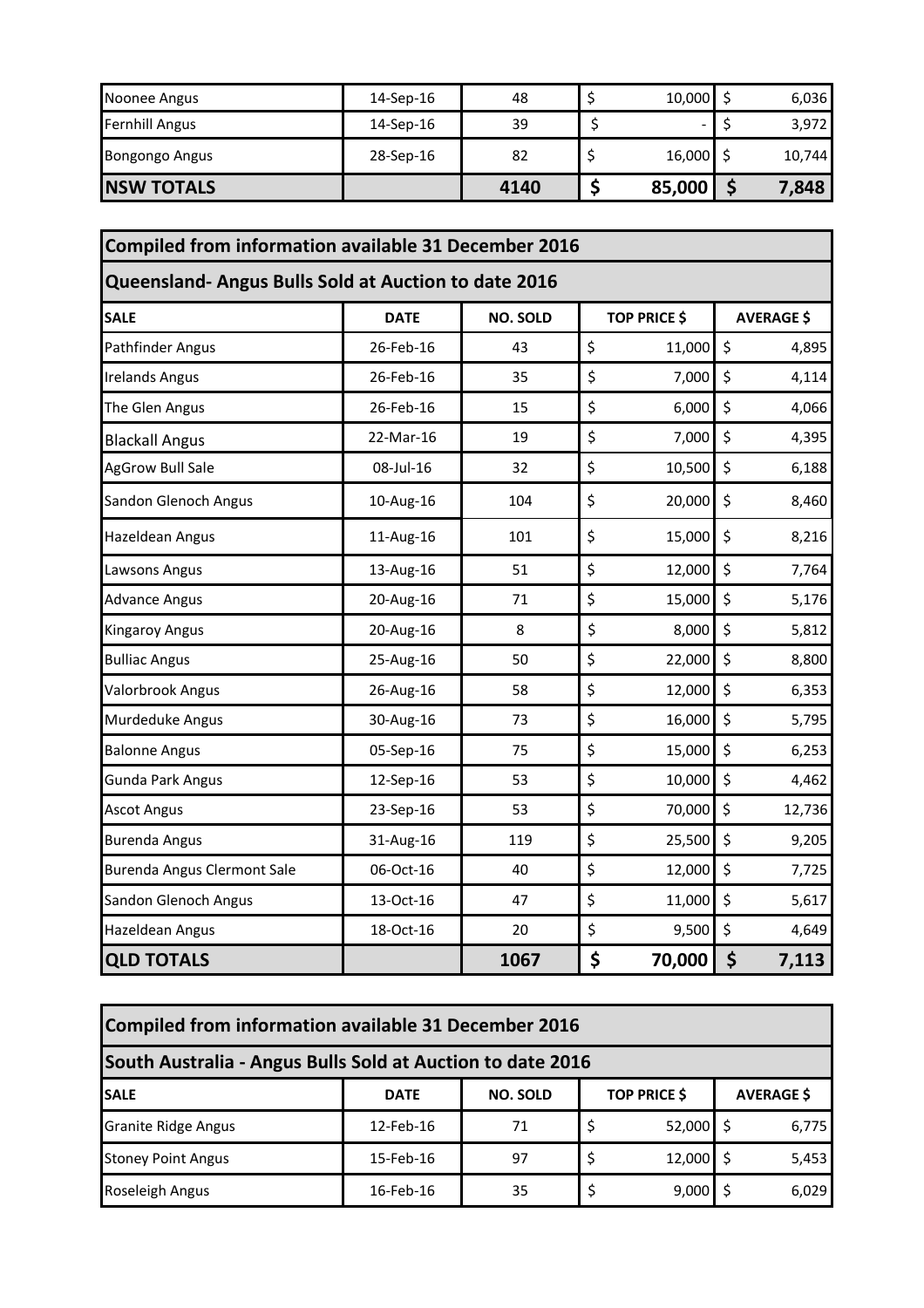| | | | | |
|---|---|---|---|---|
| Noonee Angus | 14-Sep-16 | 48 | $ 10,000 | $ 6,036 |
| Fernhill Angus | 14-Sep-16 | 39 | $ - | $ 3,972 |
| Bongongo Angus | 28-Sep-16 | 82 | $ 16,000 | $ 10,744 |
| **NSW TOTALS** | | **4140** | **$ 85,000** | **$ 7,848** |

## Compiled from information available 31 December 2016

### Queensland- Angus Bulls Sold at Auction to date 2016

| SALE | DATE | NO. SOLD | TOP PRICE $ | AVERAGE $ |
|---|---|---|---|---|
| Pathfinder Angus | 26-Feb-16 | 43 | $ 11,000 | $ 4,895 |
| Irelands Angus | 26-Feb-16 | 35 | $ 7,000 | $ 4,114 |
| The Glen Angus | 26-Feb-16 | 15 | $ 6,000 | $ 4,066 |
| Blackall Angus | 22-Mar-16 | 19 | $ 7,000 | $ 4,395 |
| AgGrow Bull Sale | 08-Jul-16 | 32 | $ 10,500 | $ 6,188 |
| Sandon Glenoch Angus | 10-Aug-16 | 104 | $ 20,000 | $ 8,460 |
| Hazeldean Angus | 11-Aug-16 | 101 | $ 15,000 | $ 8,216 |
| Lawsons Angus | 13-Aug-16 | 51 | $ 12,000 | $ 7,764 |
| Advance Angus | 20-Aug-16 | 71 | $ 15,000 | $ 5,176 |
| Kingaroy Angus | 20-Aug-16 | 8 | $ 8,000 | $ 5,812 |
| Bulliac Angus | 25-Aug-16 | 50 | $ 22,000 | $ 8,800 |
| Valorbrook Angus | 26-Aug-16 | 58 | $ 12,000 | $ 6,353 |
| Murdeduke Angus | 30-Aug-16 | 73 | $ 16,000 | $ 5,795 |
| Balonne Angus | 05-Sep-16 | 75 | $ 15,000 | $ 6,253 |
| Gunda Park Angus | 12-Sep-16 | 53 | $ 10,000 | $ 4,462 |
| Ascot Angus | 23-Sep-16 | 53 | $ 70,000 | $ 12,736 |
| Burenda Angus | 31-Aug-16 | 119 | $ 25,500 | $ 9,205 |
| Burenda Angus Clermont Sale | 06-Oct-16 | 40 | $ 12,000 | $ 7,725 |
| Sandon Glenoch Angus | 13-Oct-16 | 47 | $ 11,000 | $ 5,617 |
| Hazeldean Angus | 18-Oct-16 | 20 | $ 9,500 | $ 4,649 |
| **QLD TOTALS** | | **1067** | **$ 70,000** | **$ 7,113** |

## Compiled from information available 31 December 2016

### South Australia - Angus Bulls Sold at Auction to date 2016

| SALE | DATE | NO. SOLD | TOP PRICE $ | AVERAGE $ |
|---|---|---|---|---|
| Granite Ridge Angus | 12-Feb-16 | 71 | $ 52,000 | $ 6,775 |
| Stoney Point Angus | 15-Feb-16 | 97 | $ 12,000 | $ 5,453 |
| Roseleigh Angus | 16-Feb-16 | 35 | $ 9,000 | $ 6,029 |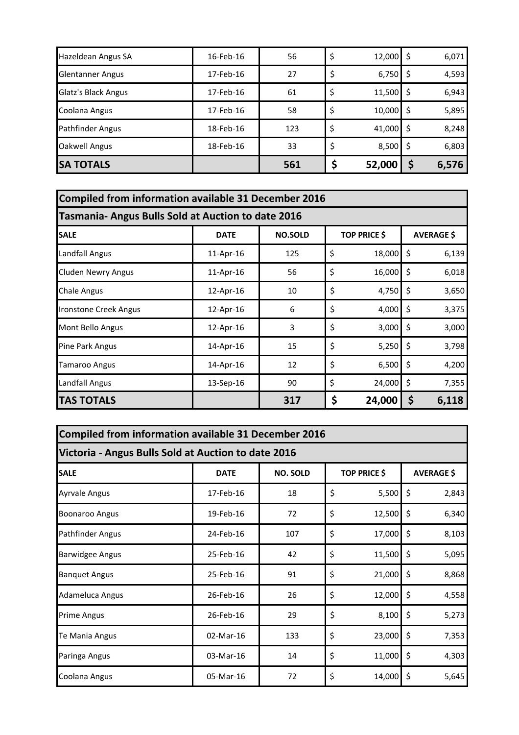| Hazeldean Angus SA | 16-Feb-16 | 56 | $ 12,000 | $ 6,071 |
|---|---|---|---|---|
| Glentanner Angus | 17-Feb-16 | 27 | $ 6,750 | $ 4,593 |
| Glatz's Black Angus | 17-Feb-16 | 61 | $ 11,500 | $ 6,943 |
| Coolana Angus | 17-Feb-16 | 58 | $ 10,000 | $ 5,895 |
| Pathfinder Angus | 18-Feb-16 | 123 | $ 41,000 | $ 8,248 |
| Oakwell Angus | 18-Feb-16 | 33 | $ 8,500 | $ 6,803 |
| **SA TOTALS** | | **561** | **$ 52,000** | **$ 6,576** |

**Compiled from information available 31 December 2016**

**Tasmania- Angus Bulls Sold at Auction to date 2016**

| SALE | DATE | NO.SOLD | TOP PRICE $ | AVERAGE $ |
|---|---|---|---|---|
| Landfall Angus | 11-Apr-16 | 125 | $ 18,000 | $ 6,139 |
| Cluden Newry Angus | 11-Apr-16 | 56 | $ 16,000 | $ 6,018 |
| Chale Angus | 12-Apr-16 | 10 | $ 4,750 | $ 3,650 |
| Ironstone Creek Angus | 12-Apr-16 | 6 | $ 4,000 | $ 3,375 |
| Mont Bello Angus | 12-Apr-16 | 3 | $ 3,000 | $ 3,000 |
| Pine Park Angus | 14-Apr-16 | 15 | $ 5,250 | $ 3,798 |
| Tamaroo Angus | 14-Apr-16 | 12 | $ 6,500 | $ 4,200 |
| Landfall Angus | 13-Sep-16 | 90 | $ 24,000 | $ 7,355 |
| **TAS TOTALS** | | **317** | **$ 24,000** | **$ 6,118** |

**Compiled from information available 31 December 2016**

**Victoria - Angus Bulls Sold at Auction to date 2016**

| SALE | DATE | NO. SOLD | TOP PRICE $ | AVERAGE $ |
|---|---|---|---|---|
| Ayrvale Angus | 17-Feb-16 | 18 | $ 5,500 | $ 2,843 |
| Boonaroo Angus | 19-Feb-16 | 72 | $ 12,500 | $ 6,340 |
| Pathfinder Angus | 24-Feb-16 | 107 | $ 17,000 | $ 8,103 |
| Barwidgee Angus | 25-Feb-16 | 42 | $ 11,500 | $ 5,095 |
| Banquet Angus | 25-Feb-16 | 91 | $ 21,000 | $ 8,868 |
| Adameluca Angus | 26-Feb-16 | 26 | $ 12,000 | $ 4,558 |
| Prime Angus | 26-Feb-16 | 29 | $ 8,100 | $ 5,273 |
| Te Mania Angus | 02-Mar-16 | 133 | $ 23,000 | $ 7,353 |
| Paringa Angus | 03-Mar-16 | 14 | $ 11,000 | $ 4,303 |
| Coolana Angus | 05-Mar-16 | 72 | $ 14,000 | $ 5,645 |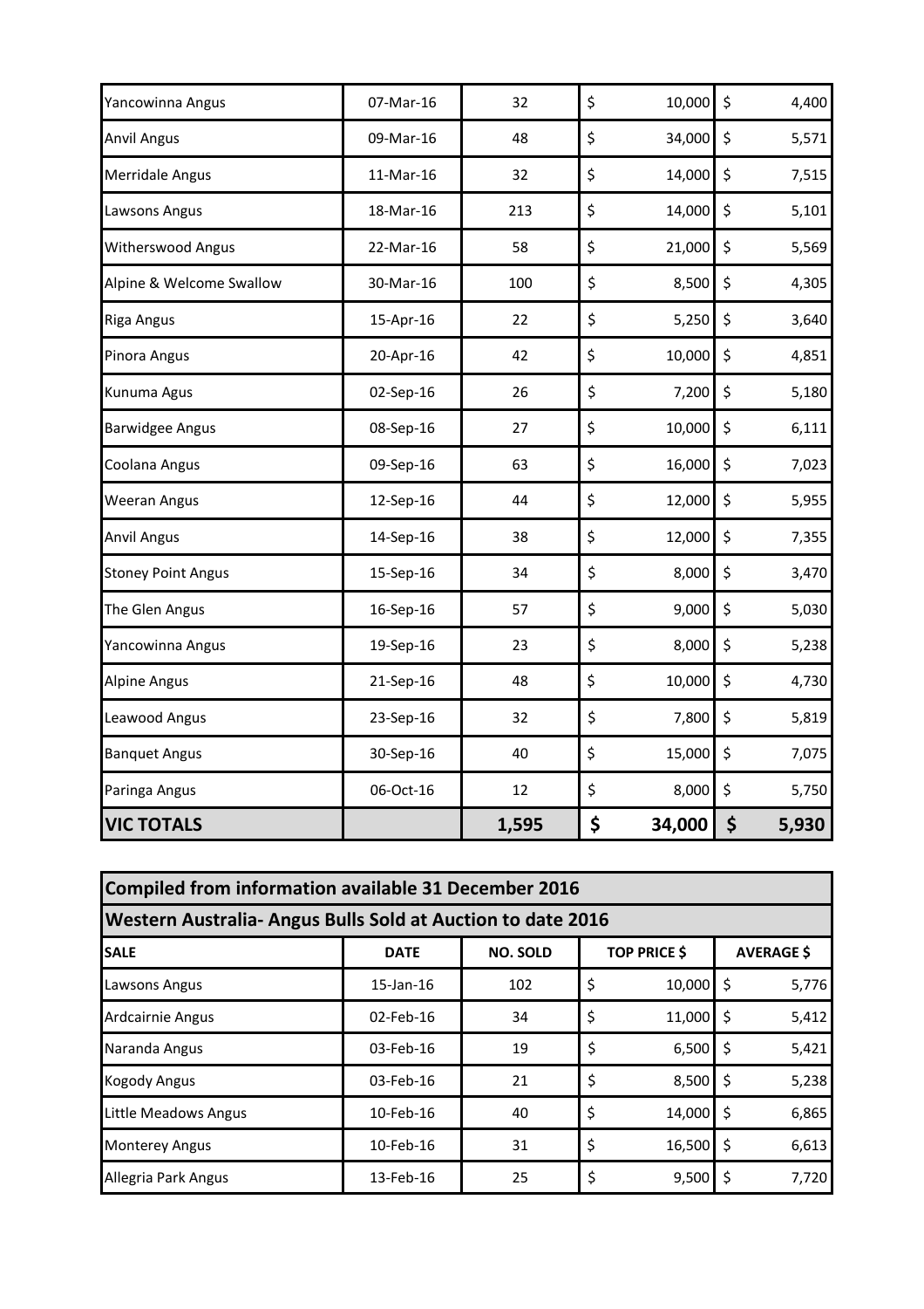| | | | | |
|---|---|---|---|---|
| Yancowinna Angus | 07-Mar-16 | 32 | $ 10,000 | $ 4,400 |
| Anvil Angus | 09-Mar-16 | 48 | $ 34,000 | $ 5,571 |
| Merridale Angus | 11-Mar-16 | 32 | $ 14,000 | $ 7,515 |
| Lawsons Angus | 18-Mar-16 | 213 | $ 14,000 | $ 5,101 |
| Witherswood Angus | 22-Mar-16 | 58 | $ 21,000 | $ 5,569 |
| Alpine & Welcome Swallow | 30-Mar-16 | 100 | $ 8,500 | $ 4,305 |
| Riga Angus | 15-Apr-16 | 22 | $ 5,250 | $ 3,640 |
| Pinora Angus | 20-Apr-16 | 42 | $ 10,000 | $ 4,851 |
| Kunuma Agus | 02-Sep-16 | 26 | $ 7,200 | $ 5,180 |
| Barwidgee Angus | 08-Sep-16 | 27 | $ 10,000 | $ 6,111 |
| Coolana Angus | 09-Sep-16 | 63 | $ 16,000 | $ 7,023 |
| Weeran Angus | 12-Sep-16 | 44 | $ 12,000 | $ 5,955 |
| Anvil Angus | 14-Sep-16 | 38 | $ 12,000 | $ 7,355 |
| Stoney Point Angus | 15-Sep-16 | 34 | $ 8,000 | $ 3,470 |
| The Glen Angus | 16-Sep-16 | 57 | $ 9,000 | $ 5,030 |
| Yancowinna Angus | 19-Sep-16 | 23 | $ 8,000 | $ 5,238 |
| Alpine Angus | 21-Sep-16 | 48 | $ 10,000 | $ 4,730 |
| Leawood Angus | 23-Sep-16 | 32 | $ 7,800 | $ 5,819 |
| Banquet Angus | 30-Sep-16 | 40 | $ 15,000 | $ 7,075 |
| Paringa Angus | 06-Oct-16 | 12 | $ 8,000 | $ 5,750 |
| **VIC TOTALS** | | **1,595** | **$ 34,000** | **$ 5,930** |

**Compiled from information available 31 December 2016**

**Western Australia- Angus Bulls Sold at Auction to date 2016**

| SALE | DATE | NO. SOLD | TOP PRICE $ | AVERAGE $ |
|---|---|---|---|---|
| Lawsons Angus | 15-Jan-16 | 102 | $ 10,000 | $ 5,776 |
| Ardcairnie Angus | 02-Feb-16 | 34 | $ 11,000 | $ 5,412 |
| Naranda Angus | 03-Feb-16 | 19 | $ 6,500 | $ 5,421 |
| Kogody Angus | 03-Feb-16 | 21 | $ 8,500 | $ 5,238 |
| Little Meadows Angus | 10-Feb-16 | 40 | $ 14,000 | $ 6,865 |
| Monterey Angus | 10-Feb-16 | 31 | $ 16,500 | $ 6,613 |
| Allegria Park Angus | 13-Feb-16 | 25 | $ 9,500 | $ 7,720 |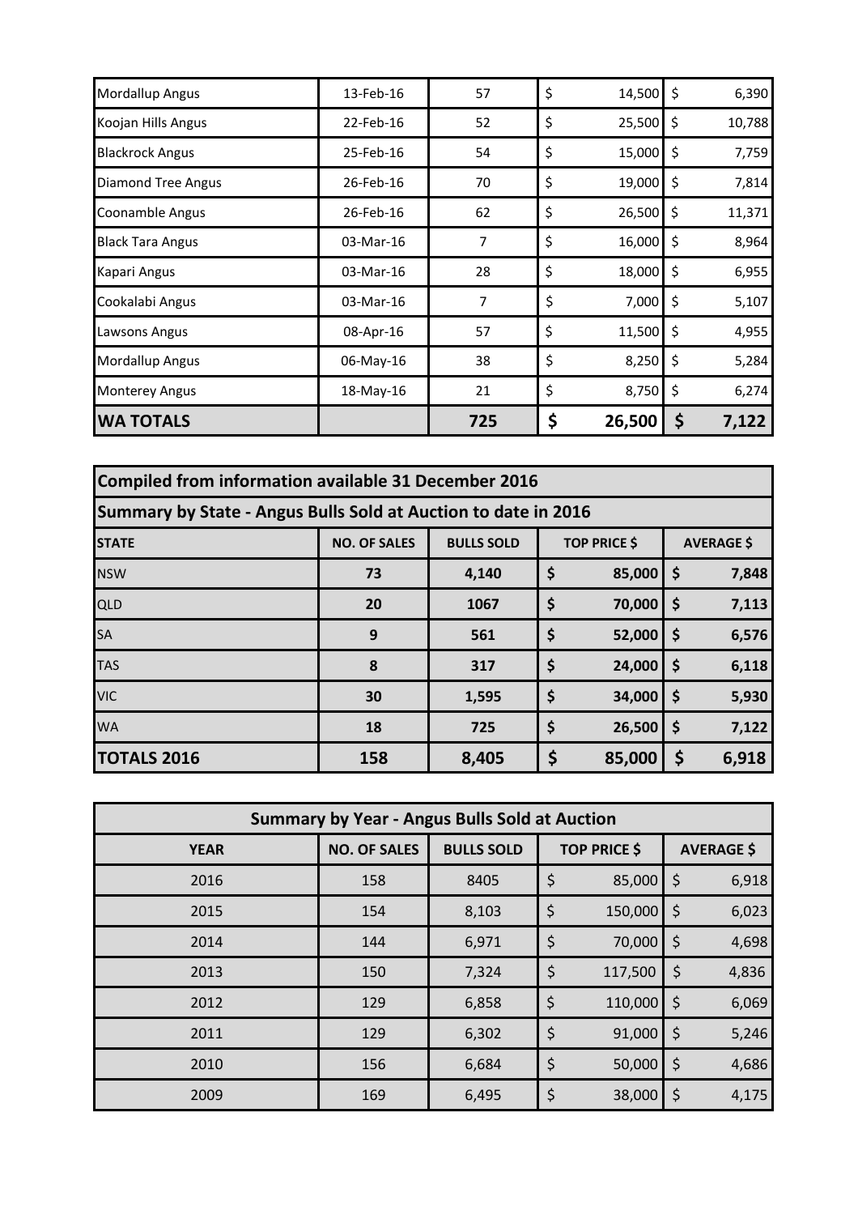| | | | | |
|---|---|---|---|---|
| Mordallup Angus | 13-Feb-16 | 57 | $ 14,500 | $ 6,390 |
| Koojan Hills Angus | 22-Feb-16 | 52 | $ 25,500 | $ 10,788 |
| Blackrock Angus | 25-Feb-16 | 54 | $ 15,000 | $ 7,759 |
| Diamond Tree Angus | 26-Feb-16 | 70 | $ 19,000 | $ 7,814 |
| Coonamble Angus | 26-Feb-16 | 62 | $ 26,500 | $ 11,371 |
| Black Tara Angus | 03-Mar-16 | 7 | $ 16,000 | $ 8,964 |
| Kapari Angus | 03-Mar-16 | 28 | $ 18,000 | $ 6,955 |
| Cookalabi Angus | 03-Mar-16 | 7 | $ 7,000 | $ 5,107 |
| Lawsons Angus | 08-Apr-16 | 57 | $ 11,500 | $ 4,955 |
| Mordallup Angus | 06-May-16 | 38 | $ 8,250 | $ 5,284 |
| Monterey Angus | 18-May-16 | 21 | $ 8,750 | $ 6,274 |
| **WA TOTALS** | | **725** | **$ 26,500** | **$ 7,122** |

**Compiled from information available 31 December 2016**

**Summary by State - Angus Bulls Sold at Auction to date in 2016**

| STATE | NO. OF SALES | BULLS SOLD | TOP PRICE $ | AVERAGE $ |
|---|---|---|---|---|
| NSW | 73 | 4,140 | $ 85,000 | $ 7,848 |
| QLD | 20 | 1067 | $ 70,000 | $ 7,113 |
| SA | 9 | 561 | $ 52,000 | $ 6,576 |
| TAS | 8 | 317 | $ 24,000 | $ 6,118 |
| VIC | 30 | 1,595 | $ 34,000 | $ 5,930 |
| WA | 18 | 725 | $ 26,500 | $ 7,122 |
| **TOTALS 2016** | **158** | **8,405** | **$ 85,000** | **$ 6,918** |

**Summary by Year - Angus Bulls Sold at Auction**

| YEAR | NO. OF SALES | BULLS SOLD | TOP PRICE $ | AVERAGE $ |
|---|---|---|---|---|
| 2016 | 158 | 8405 | $ 85,000 | $ 6,918 |
| 2015 | 154 | 8,103 | $ 150,000 | $ 6,023 |
| 2014 | 144 | 6,971 | $ 70,000 | $ 4,698 |
| 2013 | 150 | 7,324 | $ 117,500 | $ 4,836 |
| 2012 | 129 | 6,858 | $ 110,000 | $ 6,069 |
| 2011 | 129 | 6,302 | $ 91,000 | $ 5,246 |
| 2010 | 156 | 6,684 | $ 50,000 | $ 4,686 |
| 2009 | 169 | 6,495 | $ 38,000 | $ 4,175 |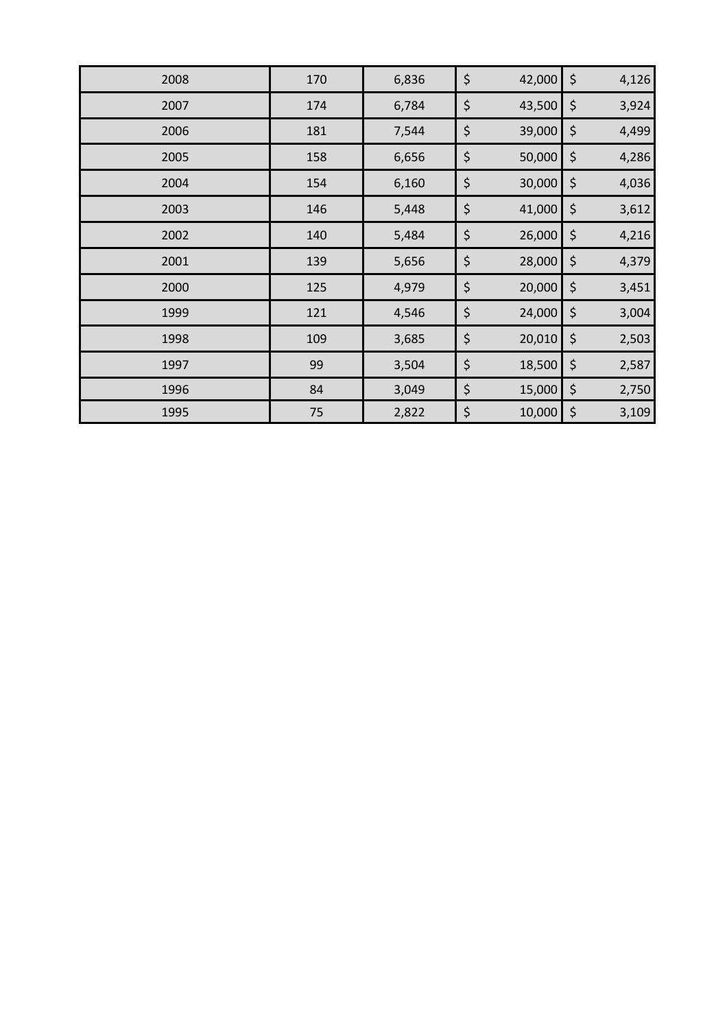| | | | | |
|---|---|---|---|---|
| 2008 | 170 | 6,836 | $ 42,000 | $ 4,126 |
| 2007 | 174 | 6,784 | $ 43,500 | $ 3,924 |
| 2006 | 181 | 7,544 | $ 39,000 | $ 4,499 |
| 2005 | 158 | 6,656 | $ 50,000 | $ 4,286 |
| 2004 | 154 | 6,160 | $ 30,000 | $ 4,036 |
| 2003 | 146 | 5,448 | $ 41,000 | $ 3,612 |
| 2002 | 140 | 5,484 | $ 26,000 | $ 4,216 |
| 2001 | 139 | 5,656 | $ 28,000 | $ 4,379 |
| 2000 | 125 | 4,979 | $ 20,000 | $ 3,451 |
| 1999 | 121 | 4,546 | $ 24,000 | $ 3,004 |
| 1998 | 109 | 3,685 | $ 20,010 | $ 2,503 |
| 1997 | 99 | 3,504 | $ 18,500 | $ 2,587 |
| 1996 | 84 | 3,049 | $ 15,000 | $ 2,750 |
| 1995 | 75 | 2,822 | $ 10,000 | $ 3,109 |